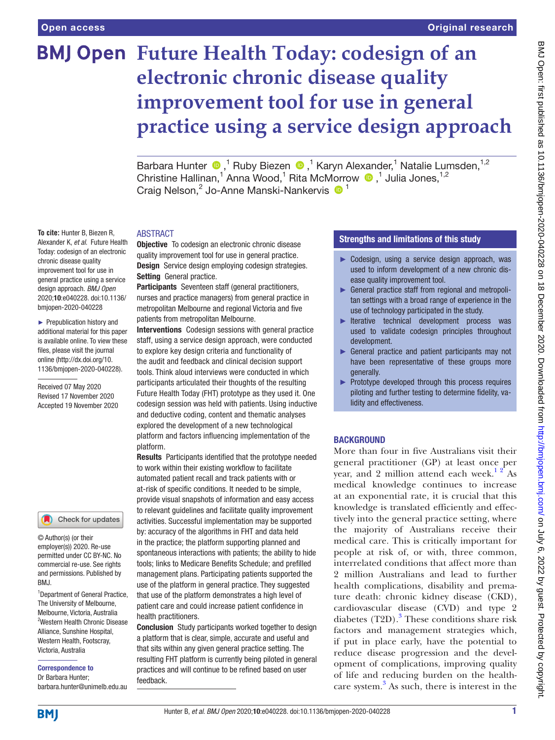# Future Health Today: codesign of an electronic chronic disease quality improvement tool for use in general practice using a service design approach

Barbara Hunter,[1] Ruby Biezen,[1] Karyn Alexander,[1] Natalie Lumsden,[1,2] Christine Hallinan,[1] Anna Wood,[1] Rita McMorrow,[1] Julia Jones,[1,2] Craig Nelson,[2] Jo-Anne Manski-Nankervis[1]

**To cite:** Hunter B, Biezen R, Alexander K, *et al*. Future Health Today: codesign of an electronic chronic disease quality improvement tool for use in general practice using a service design approach. *BMJ Open* 2020;**10**:e040228. doi:10.1136/bmjopen-2020-040228

► Prepublication history and additional material for this paper is available online. To view these files, please visit the journal online (http://dx.doi.org/10.1136/bmjopen-2020-040228).

Received 07 May 2020
Revised 17 November 2020
Accepted 19 November 2020

© Author(s) (or their employer(s)) 2020. Re-use permitted under CC BY-NC. No commercial re-use. See rights and permissions. Published by BMJ.

[1]Department of General Practice, The University of Melbourne, Melbourne, Victoria, Australia
[2]Western Health Chronic Disease Alliance, Sunshine Hospital, Western Health, Footscray, Victoria, Australia

**Correspondence to**
Dr Barbara Hunter;
barbara.hunter@unimelb.edu.au

## ABSTRACT

**Objective** To codesign an electronic chronic disease quality improvement tool for use in general practice.

**Design** Service design employing codesign strategies.

**Setting** General practice.

**Participants** Seventeen staff (general practitioners, nurses and practice managers) from general practice in metropolitan Melbourne and regional Victoria and five patients from metropolitan Melbourne.

**Interventions** Codesign sessions with general practice staff, using a service design approach, were conducted to explore key design criteria and functionality of the audit and feedback and clinical decision support tools. Think aloud interviews were conducted in which participants articulated their thoughts of the resulting Future Health Today (FHT) prototype as they used it. One codesign session was held with patients. Using inductive and deductive coding, content and thematic analyses explored the development of a new technological platform and factors influencing implementation of the platform.

**Results** Participants identified that the prototype needed to work within their existing workflow to facilitate automated patient recall and track patients with or at-risk of specific conditions. It needed to be simple, provide visual snapshots of information and easy access to relevant guidelines and facilitate quality improvement activities. Successful implementation may be supported by: accuracy of the algorithms in FHT and data held in the practice; the platform supporting planned and spontaneous interactions with patients; the ability to hide tools; links to Medicare Benefits Schedule; and prefilled management plans. Participating patients supported the use of the platform in general practice. They suggested that use of the platform demonstrates a high level of patient care and could increase patient confidence in health practitioners.

**Conclusion** Study participants worked together to design a platform that is clear, simple, accurate and useful and that sits within any given general practice setting. The resulting FHT platform is currently being piloted in general practices and will continue to be refined based on user feedback.

## Strengths and limitations of this study

- ► Codesign, using a service design approach, was used to inform development of a new chronic disease quality improvement tool.
- ► General practice staff from regional and metropolitan settings with a broad range of experience in the use of technology participated in the study.
- ► Iterative technical development process was used to validate codesign principles throughout development.
- ► General practice and patient participants may not have been representative of these groups more generally.
- ► Prototype developed through this process requires piloting and further testing to determine fidelity, validity and effectiveness.

## BACKGROUND

More than four in five Australians visit their general practitioner (GP) at least once per year, and 2 million attend each week.[1,2] As medical knowledge continues to increase at an exponential rate, it is crucial that this knowledge is translated efficiently and effectively into the general practice setting, where the majority of Australians receive their medical care. This is critically important for people at risk of, or with, three common, interrelated conditions that affect more than 2 million Australians and lead to further health complications, disability and premature death: chronic kidney disease (CKD), cardiovascular disease (CVD) and type 2 diabetes (T2D).[3] These conditions share risk factors and management strategies which, if put in place early, have the potential to reduce disease progression and the development of complications, improving quality of life and reducing burden on the healthcare system.[3] As such, there is interest in the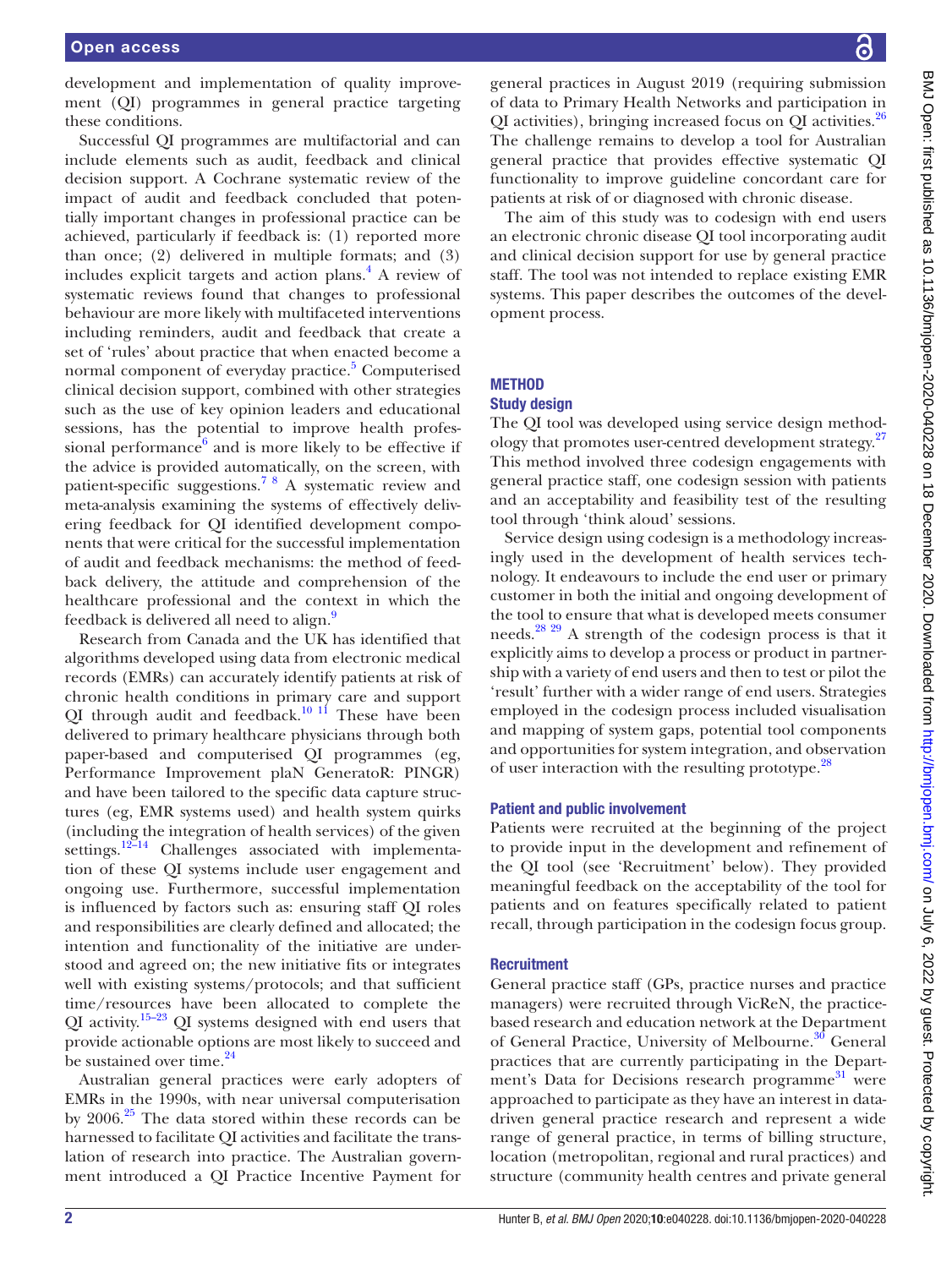development and implementation of quality improvement (QI) programmes in general practice targeting these conditions.

Successful QI programmes are multifactorial and can include elements such as audit, feedback and clinical decision support. A Cochrane systematic review of the impact of audit and feedback concluded that potentially important changes in professional practice can be achieved, particularly if feedback is: (1) reported more than once; (2) delivered in multiple formats; and (3) includes explicit targets and action plans.[4] A review of systematic reviews found that changes to professional behaviour are more likely with multifaceted interventions including reminders, audit and feedback that create a set of 'rules' about practice that when enacted become a normal component of everyday practice.[5] Computerised clinical decision support, combined with other strategies such as the use of key opinion leaders and educational sessions, has the potential to improve health professional performance[6] and is more likely to be effective if the advice is provided automatically, on the screen, with patient-specific suggestions.[7 8] A systematic review and meta-analysis examining the systems of effectively delivering feedback for QI identified development components that were critical for the successful implementation of audit and feedback mechanisms: the method of feedback delivery, the attitude and comprehension of the healthcare professional and the context in which the feedback is delivered all need to align.[9]

Research from Canada and the UK has identified that algorithms developed using data from electronic medical records (EMRs) can accurately identify patients at risk of chronic health conditions in primary care and support QI through audit and feedback.[10 11] These have been delivered to primary healthcare physicians through both paper-based and computerised QI programmes (eg, Performance Improvement plaN GeneratoR: PINGR) and have been tailored to the specific data capture structures (eg, EMR systems used) and health system quirks (including the integration of health services) of the given settings.[12–14] Challenges associated with implementation of these QI systems include user engagement and ongoing use. Furthermore, successful implementation is influenced by factors such as: ensuring staff QI roles and responsibilities are clearly defined and allocated; the intention and functionality of the initiative are understood and agreed on; the new initiative fits or integrates well with existing systems/protocols; and that sufficient time/resources have been allocated to complete the QI activity.[15–23] QI systems designed with end users that provide actionable options are most likely to succeed and be sustained over time.[24]

Australian general practices were early adopters of EMRs in the 1990s, with near universal computerisation by 2006.[25] The data stored within these records can be harnessed to facilitate QI activities and facilitate the translation of research into practice. The Australian government introduced a QI Practice Incentive Payment for general practices in August 2019 (requiring submission of data to Primary Health Networks and participation in QI activities), bringing increased focus on QI activities.[26] The challenge remains to develop a tool for Australian general practice that provides effective systematic QI functionality to improve guideline concordant care for patients at risk of or diagnosed with chronic disease.

The aim of this study was to codesign with end users an electronic chronic disease QI tool incorporating audit and clinical decision support for use by general practice staff. The tool was not intended to replace existing EMR systems. This paper describes the outcomes of the development process.

## METHOD

### Study design

The QI tool was developed using service design methodology that promotes user-centred development strategy.[27] This method involved three codesign engagements with general practice staff, one codesign session with patients and an acceptability and feasibility test of the resulting tool through 'think aloud' sessions.

Service design using codesign is a methodology increasingly used in the development of health services technology. It endeavours to include the end user or primary customer in both the initial and ongoing development of the tool to ensure that what is developed meets consumer needs.[28 29] A strength of the codesign process is that it explicitly aims to develop a process or product in partnership with a variety of end users and then to test or pilot the 'result' further with a wider range of end users. Strategies employed in the codesign process included visualisation and mapping of system gaps, potential tool components and opportunities for system integration, and observation of user interaction with the resulting prototype.[28]

### Patient and public involvement

Patients were recruited at the beginning of the project to provide input in the development and refinement of the QI tool (see 'Recruitment' below). They provided meaningful feedback on the acceptability of the tool for patients and on features specifically related to patient recall, through participation in the codesign focus group.

### Recruitment

General practice staff (GPs, practice nurses and practice managers) were recruited through VicReN, the practice-based research and education network at the Department of General Practice, University of Melbourne.[30] General practices that are currently participating in the Department's Data for Decisions research programme[31] were approached to participate as they have an interest in data-driven general practice research and represent a wide range of general practice, in terms of billing structure, location (metropolitan, regional and rural practices) and structure (community health centres and private general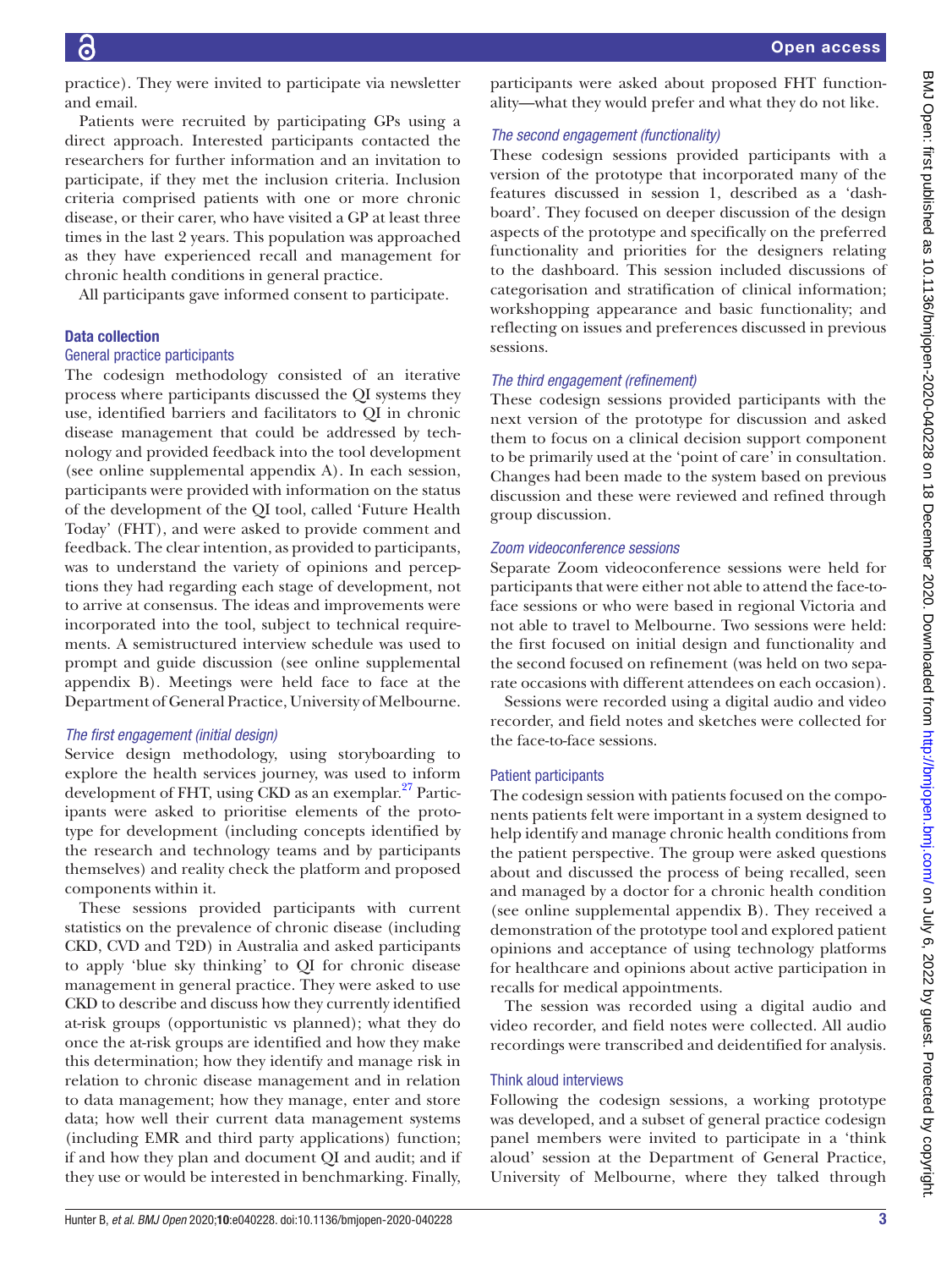practice). They were invited to participate via newsletter and email.

Patients were recruited by participating GPs using a direct approach. Interested participants contacted the researchers for further information and an invitation to participate, if they met the inclusion criteria. Inclusion criteria comprised patients with one or more chronic disease, or their carer, who have visited a GP at least three times in the last 2 years. This population was approached as they have experienced recall and management for chronic health conditions in general practice.

All participants gave informed consent to participate.

## Data collection

### General practice participants

The codesign methodology consisted of an iterative process where participants discussed the QI systems they use, identified barriers and facilitators to QI in chronic disease management that could be addressed by technology and provided feedback into the tool development (see online supplemental appendix A). In each session, participants were provided with information on the status of the development of the QI tool, called 'Future Health Today' (FHT), and were asked to provide comment and feedback. The clear intention, as provided to participants, was to understand the variety of opinions and perceptions they had regarding each stage of development, not to arrive at consensus. The ideas and improvements were incorporated into the tool, subject to technical requirements. A semistructured interview schedule was used to prompt and guide discussion (see online supplemental appendix B). Meetings were held face to face at the Department of General Practice, University of Melbourne.

#### *The first engagement (initial design)*

Service design methodology, using storyboarding to explore the health services journey, was used to inform development of FHT, using CKD as an exemplar.[27] Participants were asked to prioritise elements of the prototype for development (including concepts identified by the research and technology teams and by participants themselves) and reality check the platform and proposed components within it.

These sessions provided participants with current statistics on the prevalence of chronic disease (including CKD, CVD and T2D) in Australia and asked participants to apply 'blue sky thinking' to QI for chronic disease management in general practice. They were asked to use CKD to describe and discuss how they currently identified at-risk groups (opportunistic vs planned); what they do once the at-risk groups are identified and how they make this determination; how they identify and manage risk in relation to chronic disease management and in relation to data management; how they manage, enter and store data; how well their current data management systems (including EMR and third party applications) function; if and how they plan and document QI and audit; and if they use or would be interested in benchmarking. Finally, participants were asked about proposed FHT functionality—what they would prefer and what they do not like.

#### *The second engagement (functionality)*

These codesign sessions provided participants with a version of the prototype that incorporated many of the features discussed in session 1, described as a 'dashboard'. They focused on deeper discussion of the design aspects of the prototype and specifically on the preferred functionality and priorities for the designers relating to the dashboard. This session included discussions of categorisation and stratification of clinical information; workshopping appearance and basic functionality; and reflecting on issues and preferences discussed in previous sessions.

#### *The third engagement (refinement)*

These codesign sessions provided participants with the next version of the prototype for discussion and asked them to focus on a clinical decision support component to be primarily used at the 'point of care' in consultation. Changes had been made to the system based on previous discussion and these were reviewed and refined through group discussion.

#### *Zoom videoconference sessions*

Separate Zoom videoconference sessions were held for participants that were either not able to attend the face-to-face sessions or who were based in regional Victoria and not able to travel to Melbourne. Two sessions were held: the first focused on initial design and functionality and the second focused on refinement (was held on two separate occasions with different attendees on each occasion).

Sessions were recorded using a digital audio and video recorder, and field notes and sketches were collected for the face-to-face sessions.

### Patient participants

The codesign session with patients focused on the components patients felt were important in a system designed to help identify and manage chronic health conditions from the patient perspective. The group were asked questions about and discussed the process of being recalled, seen and managed by a doctor for a chronic health condition (see online supplemental appendix B). They received a demonstration of the prototype tool and explored patient opinions and acceptance of using technology platforms for healthcare and opinions about active participation in recalls for medical appointments.

The session was recorded using a digital audio and video recorder, and field notes were collected. All audio recordings were transcribed and deidentified for analysis.

### Think aloud interviews

Following the codesign sessions, a working prototype was developed, and a subset of general practice codesign panel members were invited to participate in a 'think aloud' session at the Department of General Practice, University of Melbourne, where they talked through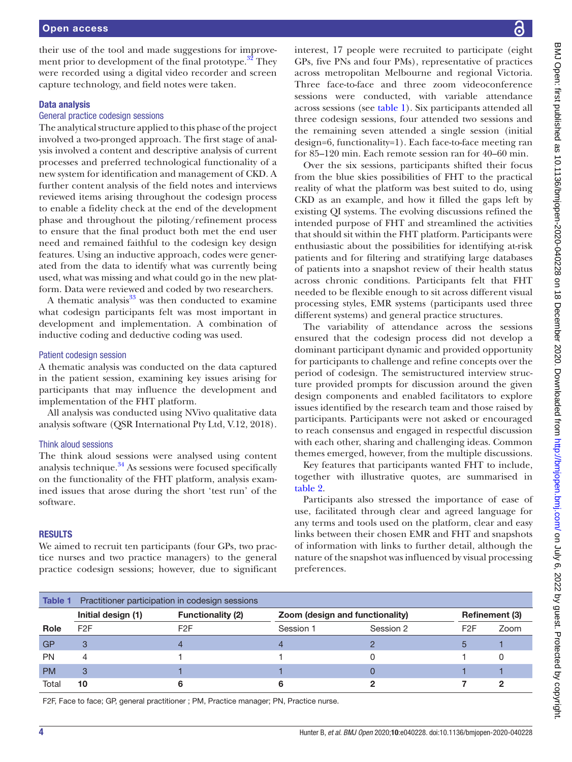their use of the tool and made suggestions for improvement prior to development of the final prototype.[32] They were recorded using a digital video recorder and screen capture technology, and field notes were taken.

## Data analysis

### General practice codesign sessions

The analytical structure applied to this phase of the project involved a two-pronged approach. The first stage of analysis involved a content and descriptive analysis of current processes and preferred technological functionality of a new system for identification and management of CKD. A further content analysis of the field notes and interviews reviewed items arising throughout the codesign process to enable a fidelity check at the end of the development phase and throughout the piloting/refinement process to ensure that the final product both met the end user need and remained faithful to the codesign key design features. Using an inductive approach, codes were generated from the data to identify what was currently being used, what was missing and what could go in the new platform. Data were reviewed and coded by two researchers.

A thematic analysis[33] was then conducted to examine what codesign participants felt was most important in development and implementation. A combination of inductive coding and deductive coding was used.

### Patient codesign session

A thematic analysis was conducted on the data captured in the patient session, examining key issues arising for participants that may influence the development and implementation of the FHT platform.

All analysis was conducted using NVivo qualitative data analysis software (QSR International Pty Ltd, V.12, 2018).

### Think aloud sessions

The think aloud sessions were analysed using content analysis technique.[34] As sessions were focused specifically on the functionality of the FHT platform, analysis examined issues that arose during the short 'test run' of the software.

## RESULTS

We aimed to recruit ten participants (four GPs, two practice nurses and two practice managers) to the general practice codesign sessions; however, due to significant interest, 17 people were recruited to participate (eight GPs, five PNs and four PMs), representative of practices across metropolitan Melbourne and regional Victoria. Three face-to-face and three zoom videoconference sessions were conducted, with variable attendance across sessions (see table 1). Six participants attended all three codesign sessions, four attended two sessions and the remaining seven attended a single session (initial design=6, functionality=1). Each face-to-face meeting ran for 85–120 min. Each remote session ran for 40–60 min.

Over the six sessions, participants shifted their focus from the blue skies possibilities of FHT to the practical reality of what the platform was best suited to do, using CKD as an example, and how it filled the gaps left by existing QI systems. The evolving discussions refined the intended purpose of FHT and streamlined the activities that should sit within the FHT platform. Participants were enthusiastic about the possibilities for identifying at-risk patients and for filtering and stratifying large databases of patients into a snapshot review of their health status across chronic conditions. Participants felt that FHT needed to be flexible enough to sit across different visual processing styles, EMR systems (participants used three different systems) and general practice structures.

The variability of attendance across the sessions ensured that the codesign process did not develop a dominant participant dynamic and provided opportunity for participants to challenge and refine concepts over the period of codesign. The semistructured interview structure provided prompts for discussion around the given design components and enabled facilitators to explore issues identified by the research team and those raised by participants. Participants were not asked or encouraged to reach consensus and engaged in respectful discussion with each other, sharing and challenging ideas. Common themes emerged, however, from the multiple discussions.

Key features that participants wanted FHT to include, together with illustrative quotes, are summarised in table 2.

Participants also stressed the importance of ease of use, facilitated through clear and agreed language for any terms and tools used on the platform, clear and easy links between their chosen EMR and FHT and snapshots of information with links to further detail, although the nature of the snapshot was influenced by visual processing preferences.

**Table 1** Practitioner participation in codesign sessions

| | Initial design (1) | Functionality (2) | Zoom (design and functionality) | | Refinement (3) | |
|---|---|---|---|---|---|---|
| **Role** | F2F | F2F | Session 1 | Session 2 | F2F | Zoom |
| GP | 3 | 4 | 4 | 2 | 5 | 1 |
| PN | 4 | 1 | 1 | 0 | 1 | 0 |
| PM | 3 | 1 | 1 | 0 | 1 | 1 |
| Total | **10** | **6** | **6** | **2** | **7** | **2** |

F2F, Face to face; GP, general practitioner ; PM, Practice manager; PN, Practice nurse.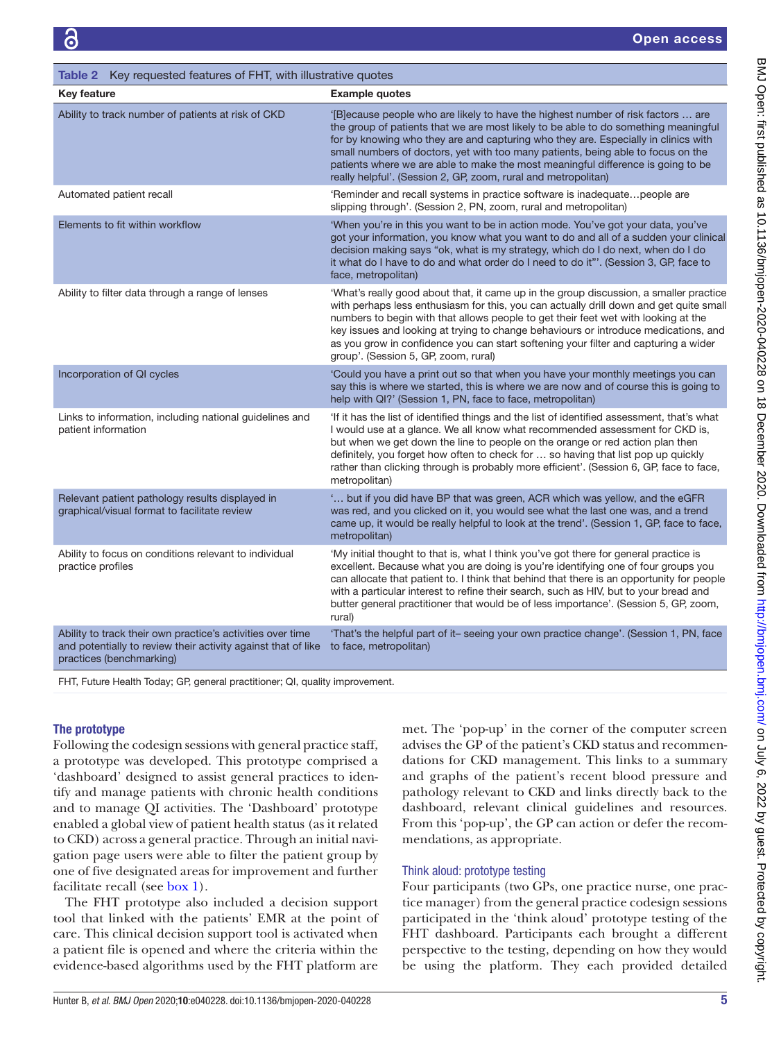Table 2 Key requested features of FHT, with illustrative quotes

| Key feature | Example quotes |
|---|---|
| Ability to track number of patients at risk of CKD | '[B]ecause people who are likely to have the highest number of risk factors … are the group of patients that we are most likely to be able to do something meaningful for by knowing who they are and capturing who they are. Especially in clinics with small numbers of doctors, yet with too many patients, being able to focus on the patients where we are able to make the most meaningful difference is going to be really helpful'. (Session 2, GP, zoom, rural and metropolitan) |
| Automated patient recall | 'Reminder and recall systems in practice software is inadequate…people are slipping through'. (Session 2, PN, zoom, rural and metropolitan) |
| Elements to fit within workflow | 'When you're in this you want to be in action mode. You've got your data, you've got your information, you know what you want to do and all of a sudden your clinical decision making says "ok, what is my strategy, which do I do next, when do I do it what do I have to do and what order do I need to do it"'. (Session 3, GP, face to face, metropolitan) |
| Ability to filter data through a range of lenses | 'What's really good about that, it came up in the group discussion, a smaller practice with perhaps less enthusiasm for this, you can actually drill down and get quite small numbers to begin with that allows people to get their feet wet with looking at the key issues and looking at trying to change behaviours or introduce medications, and as you grow in confidence you can start softening your filter and capturing a wider group'. (Session 5, GP, zoom, rural) |
| Incorporation of QI cycles | 'Could you have a print out so that when you have your monthly meetings you can say this is where we started, this is where we are now and of course this is going to help with QI?' (Session 1, PN, face to face, metropolitan) |
| Links to information, including national guidelines and patient information | 'If it has the list of identified things and the list of identified assessment, that's what I would use at a glance. We all know what recommended assessment for CKD is, but when we get down the line to people on the orange or red action plan then definitely, you forget how often to check for … so having that list pop up quickly rather than clicking through is probably more efficient'. (Session 6, GP, face to face, metropolitan) |
| Relevant patient pathology results displayed in graphical/visual format to facilitate review | '… but if you did have BP that was green, ACR which was yellow, and the eGFR was red, and you clicked on it, you would see what the last one was, and a trend came up, it would be really helpful to look at the trend'. (Session 1, GP, face to face, metropolitan) |
| Ability to focus on conditions relevant to individual practice profiles | 'My initial thought to that is, what I think you've got there for general practice is excellent. Because what you are doing is you're identifying one of four groups you can allocate that patient to. I think that behind that there is an opportunity for people with a particular interest to refine their search, such as HIV, but to your bread and butter general practitioner that would be of less importance'. (Session 5, GP, zoom, rural) |
| Ability to track their own practice's activities over time and potentially to review their activity against that of like practices (benchmarking) | 'That's the helpful part of it– seeing your own practice change'. (Session 1, PN, face to face, metropolitan) |

FHT, Future Health Today; GP, general practitioner; QI, quality improvement.

### The prototype

Following the codesign sessions with general practice staff, a prototype was developed. This prototype comprised a 'dashboard' designed to assist general practices to identify and manage patients with chronic health conditions and to manage QI activities. The 'Dashboard' prototype enabled a global view of patient health status (as it related to CKD) across a general practice. Through an initial navigation page users were able to filter the patient group by one of five designated areas for improvement and further facilitate recall (see box 1).

The FHT prototype also included a decision support tool that linked with the patients' EMR at the point of care. This clinical decision support tool is activated when a patient file is opened and where the criteria within the evidence-based algorithms used by the FHT platform are met. The 'pop-up' in the corner of the computer screen advises the GP of the patient's CKD status and recommendations for CKD management. This links to a summary and graphs of the patient's recent blood pressure and pathology relevant to CKD and links directly back to the dashboard, relevant clinical guidelines and resources. From this 'pop-up', the GP can action or defer the recommendations, as appropriate.

#### Think aloud: prototype testing

Four participants (two GPs, one practice nurse, one practice manager) from the general practice codesign sessions participated in the 'think aloud' prototype testing of the FHT dashboard. Participants each brought a different perspective to the testing, depending on how they would be using the platform. They each provided detailed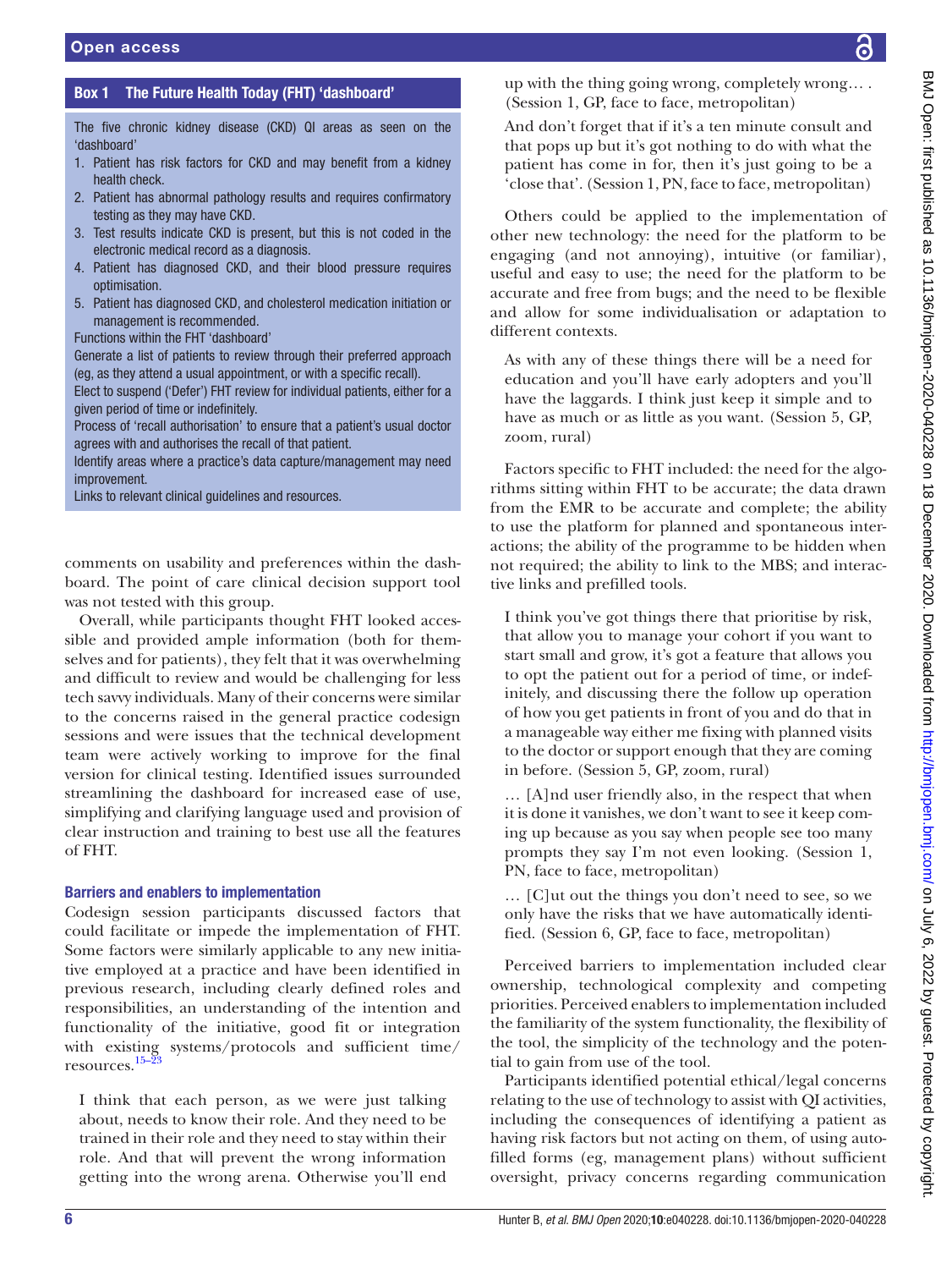**Box 1 The Future Health Today (FHT) 'dashboard'**

The five chronic kidney disease (CKD) QI areas as seen on the 'dashboard'

1. Patient has risk factors for CKD and may benefit from a kidney health check.
2. Patient has abnormal pathology results and requires confirmatory testing as they may have CKD.
3. Test results indicate CKD is present, but this is not coded in the electronic medical record as a diagnosis.
4. Patient has diagnosed CKD, and their blood pressure requires optimisation.
5. Patient has diagnosed CKD, and cholesterol medication initiation or management is recommended.

Functions within the FHT 'dashboard'

Generate a list of patients to review through their preferred approach (eg, as they attend a usual appointment, or with a specific recall).

Elect to suspend ('Defer') FHT review for individual patients, either for a given period of time or indefinitely.

Process of 'recall authorisation' to ensure that a patient's usual doctor agrees with and authorises the recall of that patient.

Identify areas where a practice's data capture/management may need improvement.

Links to relevant clinical guidelines and resources.

comments on usability and preferences within the dashboard. The point of care clinical decision support tool was not tested with this group.

Overall, while participants thought FHT looked accessible and provided ample information (both for themselves and for patients), they felt that it was overwhelming and difficult to review and would be challenging for less tech savvy individuals. Many of their concerns were similar to the concerns raised in the general practice codesign sessions and were issues that the technical development team were actively working to improve for the final version for clinical testing. Identified issues surrounded streamlining the dashboard for increased ease of use, simplifying and clarifying language used and provision of clear instruction and training to best use all the features of FHT.

### Barriers and enablers to implementation

Codesign session participants discussed factors that could facilitate or impede the implementation of FHT. Some factors were similarly applicable to any new initiative employed at a practice and have been identified in previous research, including clearly defined roles and responsibilities, an understanding of the intention and functionality of the initiative, good fit or integration with existing systems/protocols and sufficient time/resources.[15–23]

> I think that each person, as we were just talking about, needs to know their role. And they need to be trained in their role and they need to stay within their role. And that will prevent the wrong information getting into the wrong arena. Otherwise you'll end up with the thing going wrong, completely wrong… . (Session 1, GP, face to face, metropolitan)

> And don't forget that if it's a ten minute consult and that pops up but it's got nothing to do with what the patient has come in for, then it's just going to be a 'close that'. (Session 1, PN, face to face, metropolitan)

Others could be applied to the implementation of other new technology: the need for the platform to be engaging (and not annoying), intuitive (or familiar), useful and easy to use; the need for the platform to be accurate and free from bugs; and the need to be flexible and allow for some individualisation or adaptation to different contexts.

> As with any of these things there will be a need for education and you'll have early adopters and you'll have the laggards. I think just keep it simple and to have as much or as little as you want. (Session 5, GP, zoom, rural)

Factors specific to FHT included: the need for the algorithms sitting within FHT to be accurate; the data drawn from the EMR to be accurate and complete; the ability to use the platform for planned and spontaneous interactions; the ability of the programme to be hidden when not required; the ability to link to the MBS; and interactive links and prefilled tools.

> I think you've got things there that prioritise by risk, that allow you to manage your cohort if you want to start small and grow, it's got a feature that allows you to opt the patient out for a period of time, or indefinitely, and discussing there the follow up operation of how you get patients in front of you and do that in a manageable way either me fixing with planned visits to the doctor or support enough that they are coming in before. (Session 5, GP, zoom, rural)

> … [A]nd user friendly also, in the respect that when it is done it vanishes, we don't want to see it keep coming up because as you say when people see too many prompts they say I'm not even looking. (Session 1, PN, face to face, metropolitan)

> … [C]ut out the things you don't need to see, so we only have the risks that we have automatically identified. (Session 6, GP, face to face, metropolitan)

Perceived barriers to implementation included clear ownership, technological complexity and competing priorities. Perceived enablers to implementation included the familiarity of the system functionality, the flexibility of the tool, the simplicity of the technology and the potential to gain from use of the tool.

Participants identified potential ethical/legal concerns relating to the use of technology to assist with QI activities, including the consequences of identifying a patient as having risk factors but not acting on them, of using autofilled forms (eg, management plans) without sufficient oversight, privacy concerns regarding communication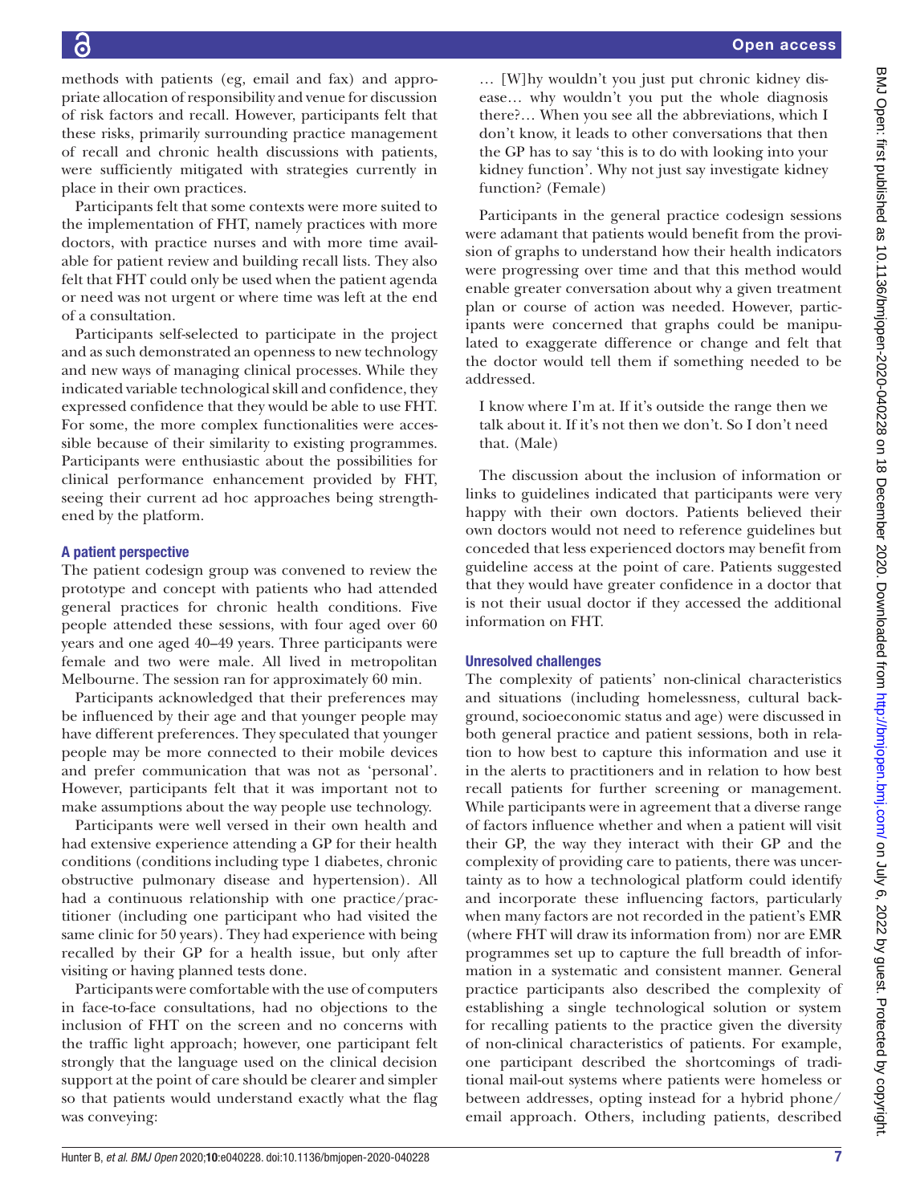methods with patients (eg, email and fax) and appropriate allocation of responsibility and venue for discussion of risk factors and recall. However, participants felt that these risks, primarily surrounding practice management of recall and chronic health discussions with patients, were sufficiently mitigated with strategies currently in place in their own practices.

Participants felt that some contexts were more suited to the implementation of FHT, namely practices with more doctors, with practice nurses and with more time available for patient review and building recall lists. They also felt that FHT could only be used when the patient agenda or need was not urgent or where time was left at the end of a consultation.

Participants self-selected to participate in the project and as such demonstrated an openness to new technology and new ways of managing clinical processes. While they indicated variable technological skill and confidence, they expressed confidence that they would be able to use FHT. For some, the more complex functionalities were accessible because of their similarity to existing programmes. Participants were enthusiastic about the possibilities for clinical performance enhancement provided by FHT, seeing their current ad hoc approaches being strengthened by the platform.

### A patient perspective

The patient codesign group was convened to review the prototype and concept with patients who had attended general practices for chronic health conditions. Five people attended these sessions, with four aged over 60 years and one aged 40–49 years. Three participants were female and two were male. All lived in metropolitan Melbourne. The session ran for approximately 60 min.

Participants acknowledged that their preferences may be influenced by their age and that younger people may have different preferences. They speculated that younger people may be more connected to their mobile devices and prefer communication that was not as 'personal'. However, participants felt that it was important not to make assumptions about the way people use technology.

Participants were well versed in their own health and had extensive experience attending a GP for their health conditions (conditions including type 1 diabetes, chronic obstructive pulmonary disease and hypertension). All had a continuous relationship with one practice/practitioner (including one participant who had visited the same clinic for 50 years). They had experience with being recalled by their GP for a health issue, but only after visiting or having planned tests done.

Participants were comfortable with the use of computers in face-to-face consultations, had no objections to the inclusion of FHT on the screen and no concerns with the traffic light approach; however, one participant felt strongly that the language used on the clinical decision support at the point of care should be clearer and simpler so that patients would understand exactly what the flag was conveying:

> … [W]hy wouldn't you just put chronic kidney disease… why wouldn't you put the whole diagnosis there?… When you see all the abbreviations, which I don't know, it leads to other conversations that then the GP has to say 'this is to do with looking into your kidney function'. Why not just say investigate kidney function? (Female)

Participants in the general practice codesign sessions were adamant that patients would benefit from the provision of graphs to understand how their health indicators were progressing over time and that this method would enable greater conversation about why a given treatment plan or course of action was needed. However, participants were concerned that graphs could be manipulated to exaggerate difference or change and felt that the doctor would tell them if something needed to be addressed.

> I know where I'm at. If it's outside the range then we talk about it. If it's not then we don't. So I don't need that. (Male)

The discussion about the inclusion of information or links to guidelines indicated that participants were very happy with their own doctors. Patients believed their own doctors would not need to reference guidelines but conceded that less experienced doctors may benefit from guideline access at the point of care. Patients suggested that they would have greater confidence in a doctor that is not their usual doctor if they accessed the additional information on FHT.

### Unresolved challenges

The complexity of patients' non-clinical characteristics and situations (including homelessness, cultural background, socioeconomic status and age) were discussed in both general practice and patient sessions, both in relation to how best to capture this information and use it in the alerts to practitioners and in relation to how best recall patients for further screening or management. While participants were in agreement that a diverse range of factors influence whether and when a patient will visit their GP, the way they interact with their GP and the complexity of providing care to patients, there was uncertainty as to how a technological platform could identify and incorporate these influencing factors, particularly when many factors are not recorded in the patient's EMR (where FHT will draw its information from) nor are EMR programmes set up to capture the full breadth of information in a systematic and consistent manner. General practice participants also described the complexity of establishing a single technological solution or system for recalling patients to the practice given the diversity of non-clinical characteristics of patients. For example, one participant described the shortcomings of traditional mail-out systems where patients were homeless or between addresses, opting instead for a hybrid phone/email approach. Others, including patients, described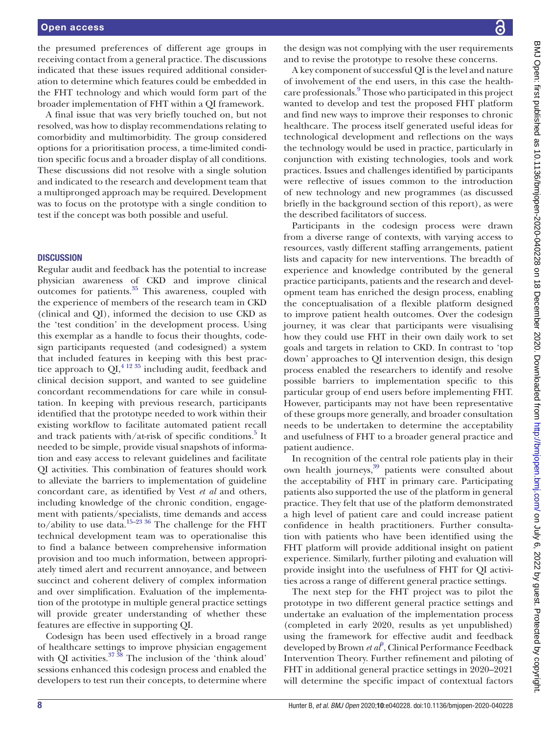the presumed preferences of different age groups in receiving contact from a general practice. The discussions indicated that these issues required additional consideration to determine which features could be embedded in the FHT technology and which would form part of the broader implementation of FHT within a QI framework.

A final issue that was very briefly touched on, but not resolved, was how to display recommendations relating to comorbidity and multimorbidity. The group considered options for a prioritisation process, a time-limited condition specific focus and a broader display of all conditions. These discussions did not resolve with a single solution and indicated to the research and development team that a multipronged approach may be required. Development was to focus on the prototype with a single condition to test if the concept was both possible and useful.

## DISCUSSION

Regular audit and feedback has the potential to increase physician awareness of CKD and improve clinical outcomes for patients.[35] This awareness, coupled with the experience of members of the research team in CKD (clinical and QI), informed the decision to use CKD as the 'test condition' in the development process. Using this exemplar as a handle to focus their thoughts, codesign participants requested (and codesigned) a system that included features in keeping with this best practice approach to QI,[4 12 35] including audit, feedback and clinical decision support, and wanted to see guideline concordant recommendations for care while in consultation. In keeping with previous research, participants identified that the prototype needed to work within their existing workflow to facilitate automated patient recall and track patients with/at-risk of specific conditions.[5] It needed to be simple, provide visual snapshots of information and easy access to relevant guidelines and facilitate QI activities. This combination of features should work to alleviate the barriers to implementation of guideline concordant care, as identified by Vest *et al* and others, including knowledge of the chronic condition, engagement with patients/specialists, time demands and access to/ability to use data.[15–23 36] The challenge for the FHT technical development team was to operationalise this to find a balance between comprehensive information provision and too much information, between appropriately timed alert and recurrent annoyance, and between succinct and coherent delivery of complex information and over simplification. Evaluation of the implementation of the prototype in multiple general practice settings will provide greater understanding of whether these features are effective in supporting QI.

Codesign has been used effectively in a broad range of healthcare settings to improve physician engagement with QI activities.[37 38] The inclusion of the 'think aloud' sessions enhanced this codesign process and enabled the developers to test run their concepts, to determine where the design was not complying with the user requirements and to revise the prototype to resolve these concerns.

A key component of successful QI is the level and nature of involvement of the end users, in this case the healthcare professionals.[9] Those who participated in this project wanted to develop and test the proposed FHT platform and find new ways to improve their responses to chronic healthcare. The process itself generated useful ideas for technological development and reflections on the ways the technology would be used in practice, particularly in conjunction with existing technologies, tools and work practices. Issues and challenges identified by participants were reflective of issues common to the introduction of new technology and new programmes (as discussed briefly in the background section of this report), as were the described facilitators of success.

Participants in the codesign process were drawn from a diverse range of contexts, with varying access to resources, vastly different staffing arrangements, patient lists and capacity for new interventions. The breadth of experience and knowledge contributed by the general practice participants, patients and the research and development team has enriched the design process, enabling the conceptualisation of a flexible platform designed to improve patient health outcomes. Over the codesign journey, it was clear that participants were visualising how they could use FHT in their own daily work to set goals and targets in relation to CKD. In contrast to 'top down' approaches to QI intervention design, this design process enabled the researchers to identify and resolve possible barriers to implementation specific to this particular group of end users before implementing FHT. However, participants may not have been representative of these groups more generally, and broader consultation needs to be undertaken to determine the acceptability and usefulness of FHT to a broader general practice and patient audience.

In recognition of the central role patients play in their own health journeys,[39] patients were consulted about the acceptability of FHT in primary care. Participating patients also supported the use of the platform in general practice. They felt that use of the platform demonstrated a high level of patient care and could increase patient confidence in health practitioners. Further consultation with patients who have been identified using the FHT platform will provide additional insight on patient experience. Similarly, further piloting and evaluation will provide insight into the usefulness of FHT for QI activities across a range of different general practice settings.

The next step for the FHT project was to pilot the prototype in two different general practice settings and undertake an evaluation of the implementation process (completed in early 2020, results as yet unpublished) using the framework for effective audit and feedback developed by Brown *et al*[9], Clinical Performance Feedback Intervention Theory. Further refinement and piloting of FHT in additional general practice settings in 2020–2021 will determine the specific impact of contextual factors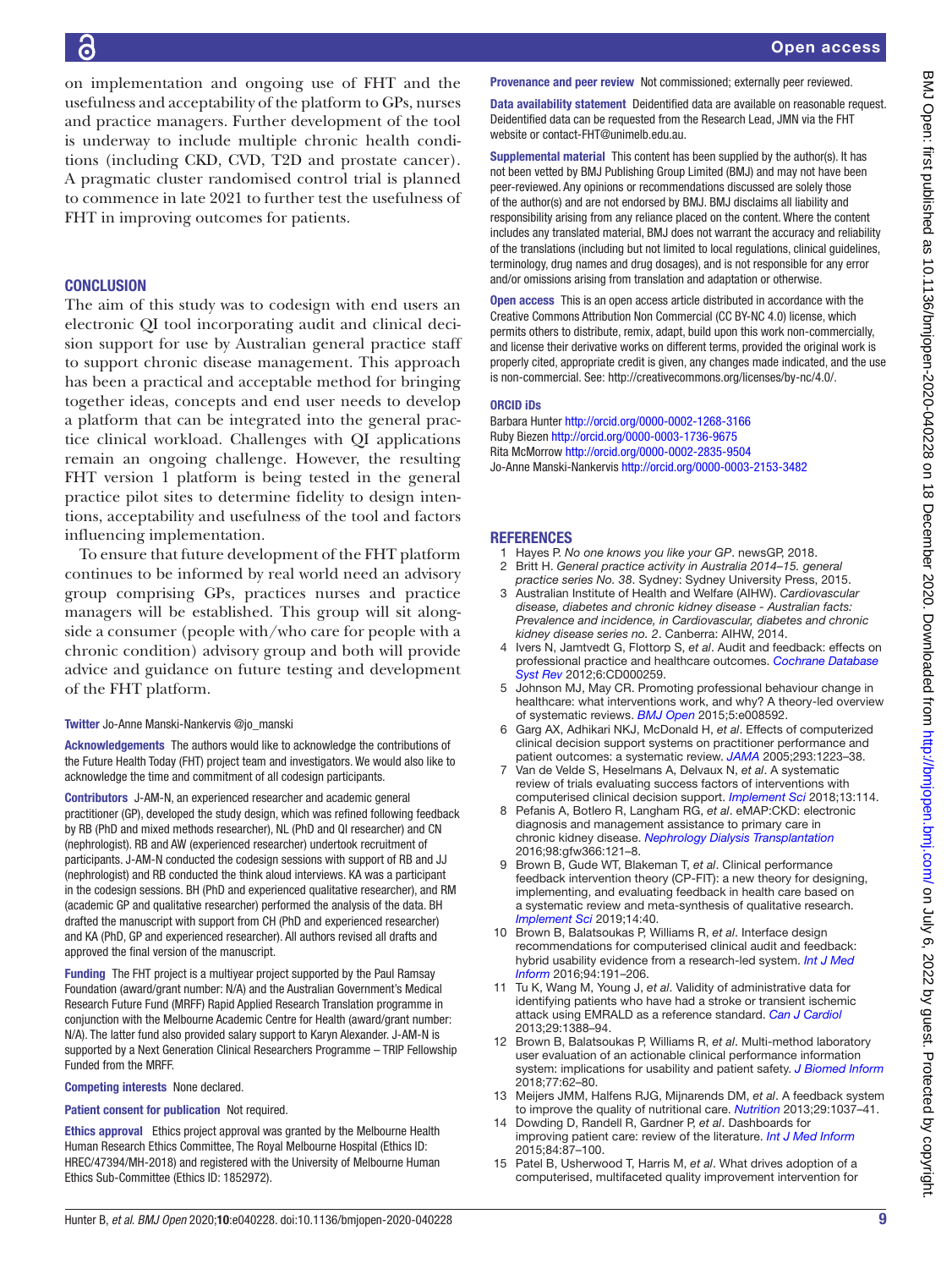on implementation and ongoing use of FHT and the usefulness and acceptability of the platform to GPs, nurses and practice managers. Further development of the tool is underway to include multiple chronic health conditions (including CKD, CVD, T2D and prostate cancer). A pragmatic cluster randomised control trial is planned to commence in late 2021 to further test the usefulness of FHT in improving outcomes for patients.

## CONCLUSION

The aim of this study was to codesign with end users an electronic QI tool incorporating audit and clinical decision support for use by Australian general practice staff to support chronic disease management. This approach has been a practical and acceptable method for bringing together ideas, concepts and end user needs to develop a platform that can be integrated into the general practice clinical workload. Challenges with QI applications remain an ongoing challenge. However, the resulting FHT version 1 platform is being tested in the general practice pilot sites to determine fidelity to design intentions, acceptability and usefulness of the tool and factors influencing implementation.

To ensure that future development of the FHT platform continues to be informed by real world need an advisory group comprising GPs, practices nurses and practice managers will be established. This group will sit alongside a consumer (people with/who care for people with a chronic condition) advisory group and both will provide advice and guidance on future testing and development of the FHT platform.

**Twitter** Jo-Anne Manski-Nankervis @jo_manski

**Acknowledgements** The authors would like to acknowledge the contributions of the Future Health Today (FHT) project team and investigators. We would also like to acknowledge the time and commitment of all codesign participants.

**Contributors** J-AM-N, an experienced researcher and academic general practitioner (GP), developed the study design, which was refined following feedback by RB (PhD and mixed methods researcher), NL (PhD and QI researcher) and CN (nephrologist). RB and AW (experienced researcher) undertook recruitment of participants. J-AM-N conducted the codesign sessions with support of RB and JJ (nephrologist) and RB conducted the think aloud interviews. KA was a participant in the codesign sessions. BH (PhD and experienced qualitative researcher), and RM (academic GP and qualitative researcher) performed the analysis of the data. BH drafted the manuscript with support from CH (PhD and experienced researcher) and KA (PhD, GP and experienced researcher). All authors revised all drafts and approved the final version of the manuscript.

**Funding** The FHT project is a multiyear project supported by the Paul Ramsay Foundation (award/grant number: N/A) and the Australian Government's Medical Research Future Fund (MRFF) Rapid Applied Research Translation programme in conjunction with the Melbourne Academic Centre for Health (award/grant number: N/A). The latter fund also provided salary support to Karyn Alexander. J-AM-N is supported by a Next Generation Clinical Researchers Programme – TRIP Fellowship Funded from the MRFF.

**Competing interests** None declared.

**Patient consent for publication** Not required.

**Ethics approval** Ethics project approval was granted by the Melbourne Health Human Research Ethics Committee, The Royal Melbourne Hospital (Ethics ID: HREC/47394/MH-2018) and registered with the University of Melbourne Human Ethics Sub-Committee (Ethics ID: 1852972).

**Provenance and peer review** Not commissioned; externally peer reviewed.

**Data availability statement** Deidentified data are available on reasonable request. Deidentified data can be requested from the Research Lead, JMN via the FHT website or contact-FHT@unimelb.edu.au.

**Supplemental material** This content has been supplied by the author(s). It has not been vetted by BMJ Publishing Group Limited (BMJ) and may not have been peer-reviewed. Any opinions or recommendations discussed are solely those of the author(s) and are not endorsed by BMJ. BMJ disclaims all liability and responsibility arising from any reliance placed on the content. Where the content includes any translated material, BMJ does not warrant the accuracy and reliability of the translations (including but not limited to local regulations, clinical guidelines, terminology, drug names and drug dosages), and is not responsible for any error and/or omissions arising from translation and adaptation or otherwise.

**Open access** This is an open access article distributed in accordance with the Creative Commons Attribution Non Commercial (CC BY-NC 4.0) license, which permits others to distribute, remix, adapt, build upon this work non-commercially, and license their derivative works on different terms, provided the original work is properly cited, appropriate credit is given, any changes made indicated, and the use is non-commercial. See: http://creativecommons.org/licenses/by-nc/4.0/.

### ORCID iDs

Barbara Hunter http://orcid.org/0000-0002-1268-3166
Ruby Biezen http://orcid.org/0000-0003-1736-9675
Rita McMorrow http://orcid.org/0000-0002-2835-9504
Jo-Anne Manski-Nankervis http://orcid.org/0000-0003-2153-3482

## REFERENCES

1. Hayes P. *No one knows you like your GP*. newsGP, 2018.
2. Britt H. *General practice activity in Australia 2014–15. general practice series No. 38*. Sydney: Sydney University Press, 2015.
3. Australian Institute of Health and Welfare (AIHW). *Cardiovascular disease, diabetes and chronic kidney disease - Australian facts: Prevalence and incidence, in Cardiovascular, diabetes and chronic kidney disease series no. 2*. Canberra: AIHW, 2014.
4. Ivers N, Jamtvedt G, Flottorp S, *et al*. Audit and feedback: effects on professional practice and healthcare outcomes. *Cochrane Database Syst Rev* 2012;6:CD000259.
5. Johnson MJ, May CR. Promoting professional behaviour change in healthcare: what interventions work, and why? A theory-led overview of systematic reviews. *BMJ Open* 2015;5:e008592.
6. Garg AX, Adhikari NKJ, McDonald H, *et al*. Effects of computerized clinical decision support systems on practitioner performance and patient outcomes: a systematic review. *JAMA* 2005;293:1223–38.
7. Van de Velde S, Heselmans A, Delvaux N, *et al*. A systematic review of trials evaluating success factors of interventions with computerised clinical decision support. *Implement Sci* 2018;13:114.
8. Pefanis A, Botlero R, Langham RG, *et al*. eMAP:CKD: electronic diagnosis and management assistance to primary care in chronic kidney disease. *Nephrology Dialysis Transplantation* 2016;98:gfw366:121–8.
9. Brown B, Gude WT, Blakeman T, *et al*. Clinical performance feedback intervention theory (CP-FIT): a new theory for designing, implementing, and evaluating feedback in health care based on a systematic review and meta-synthesis of qualitative research. *Implement Sci* 2019;14:40.
10. Brown B, Balatsoukas P, Williams R, *et al*. Interface design recommendations for computerised clinical audit and feedback: hybrid usability evidence from a research-led system. *Int J Med Inform* 2016;94:191–206.
11. Tu K, Wang M, Young J, *et al*. Validity of administrative data for identifying patients who have had a stroke or transient ischemic attack using EMRALD as a reference standard. *Can J Cardiol* 2013;29:1388–94.
12. Brown B, Balatsoukas P, Williams R, *et al*. Multi-method laboratory user evaluation of an actionable clinical performance information system: implications for usability and patient safety. *J Biomed Inform* 2018;77:62–80.
13. Meijers JMM, Halfens RJG, Mijnarends DM, *et al*. A feedback system to improve the quality of nutritional care. *Nutrition* 2013;29:1037–41.
14. Dowding D, Randell R, Gardner P, *et al*. Dashboards for improving patient care: review of the literature. *Int J Med Inform* 2015;84:87–100.
15. Patel B, Usherwood T, Harris M, *et al*. What drives adoption of a computerised, multifaceted quality improvement intervention for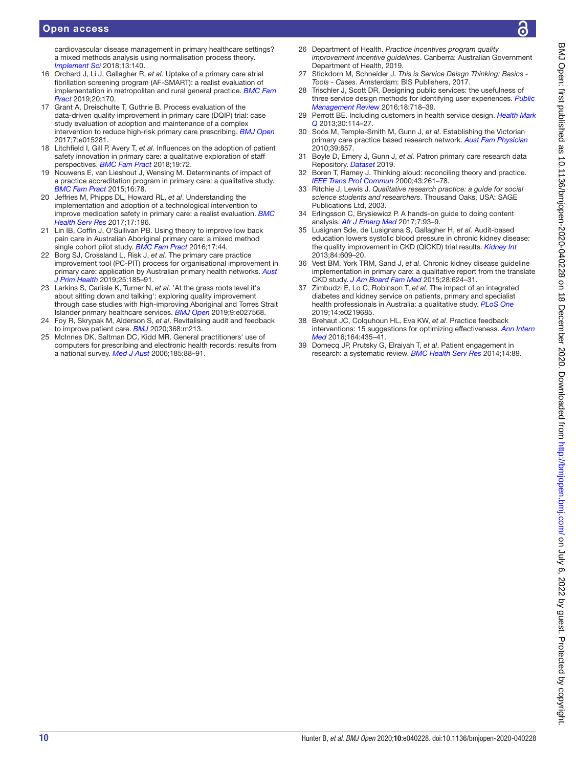cardiovascular disease management in primary healthcare settings? a mixed methods analysis using normalisation process theory. *Implement Sci* 2018;13:140.

16. Orchard J, Li J, Gallagher R, *et al*. Uptake of a primary care atrial fibrillation screening program (AF-SMART): a realist evaluation of implementation in metropolitan and rural general practice. *BMC Fam Pract* 2019;20:170.
17. Grant A, Dreischulte T, Guthrie B. Process evaluation of the data-driven quality improvement in primary care (DQIP) trial: case study evaluation of adoption and maintenance of a complex intervention to reduce high-risk primary care prescribing. *BMJ Open* 2017;7:e015281.
18. Litchfield I, Gill P, Avery T, *et al*. Influences on the adoption of patient safety innovation in primary care: a qualitative exploration of staff perspectives. *BMC Fam Pract* 2018;19:72.
19. Nouwens E, van Lieshout J, Wensing M. Determinants of impact of a practice accreditation program in primary care: a qualitative study. *BMC Fam Pract* 2015;16:78.
20. Jeffries M, Phipps DL, Howard RL, *et al*. Understanding the implementation and adoption of a technological intervention to improve medication safety in primary care: a realist evaluation. *BMC Health Serv Res* 2017;17:196.
21. Lin IB, Coffin J, O'Sullivan PB. Using theory to improve low back pain care in Australian Aboriginal primary care: a mixed method single cohort pilot study. *BMC Fam Pract* 2016;17:44.
22. Borg SJ, Crossland L, Risk J, *et al*. The primary care practice improvement tool (PC-PIT) process for organisational improvement in primary care: application by Australian primary health networks. *Aust J Prim Health* 2019;25:185–91.
23. Larkins S, Carlisle K, Turner N, *et al*. 'At the grass roots level it's about sitting down and talking': exploring quality improvement through case studies with high-improving Aboriginal and Torres Strait Islander primary healthcare services. *BMJ Open* 2019;9:e027568.
24. Foy R, Skrypak M, Alderson S, *et al*. Revitalising audit and feedback to improve patient care. *BMJ* 2020;368:m213.
25. McInnes DK, Saltman DC, Kidd MR. General practitioners' use of computers for prescribing and electronic health records: results from a national survey. *Med J Aust* 2006;185:88–91.
26. Department of Health. *Practice incentives program quality improvement incentive guidelines*. Canberra: Australian Government Department of Health, 2019.
27. Stickdorn M, Schneider J. *This is Service Deisgn Thinking: Basics - Tools - Cases*. Amsterdam: BIS Publishers, 2017.
28. Trischler J, Scott DR. Designing public services: the usefulness of three service design methods for identifying user experiences. *Public Management Review* 2016;18:718–39.
29. Perrott BE. Including customers in health service design. *Health Mark Q* 2013;30:114–27.
30. Soós M, Temple-Smith M, Gunn J, *et al*. Establishing the Victorian primary care practice based research network. *Aust Fam Physician* 2010;39:857.
31. Boyle D, Emery J, Gunn J, *et al*. Patron primary care research data Repository. *Dataset* 2019.
32. Boren T, Ramey J. Thinking aloud: reconciling theory and practice. *IEEE Trans Prof Commun* 2000;43:261–78.
33. Ritchie J, Lewis J. *Qualitative research practice: a guide for social science students and researchers*. Thousand Oaks, USA: SAGE Publications Ltd, 2003.
34. Erlingsson C, Brysiewicz P. A hands-on guide to doing content analysis. *Afr J Emerg Med* 2017;7:93–9.
35. Lusignan Sde, de Lusignana S, Gallagher H, *et al*. Audit-based education lowers systolic blood pressure in chronic kidney disease: the quality improvement in CKD (QICKD) trial results. *Kidney Int* 2013;84:609–20.
36. Vest BM, York TRM, Sand J, *et al*. Chronic kidney disease guideline implementation in primary care: a qualitative report from the translate CKD study. *J Am Board Fam Med* 2015;28:624–31.
37. Zimbudzi E, Lo C, Robinson T, *et al*. The impact of an integrated diabetes and kidney service on patients, primary and specialist health professionals in Australia: a qualitative study. *PLoS One* 2019;14:e0219685.
38. Brehaut JC, Colquhoun HL, Eva KW, *et al*. Practice feedback interventions: 15 suggestions for optimizing effectiveness. *Ann Intern Med* 2016;164:435–41.
39. Domecq JP, Prutsky G, Elraiyah T, *et al*. Patient engagement in research: a systematic review. *BMC Health Serv Res* 2014;14:89.